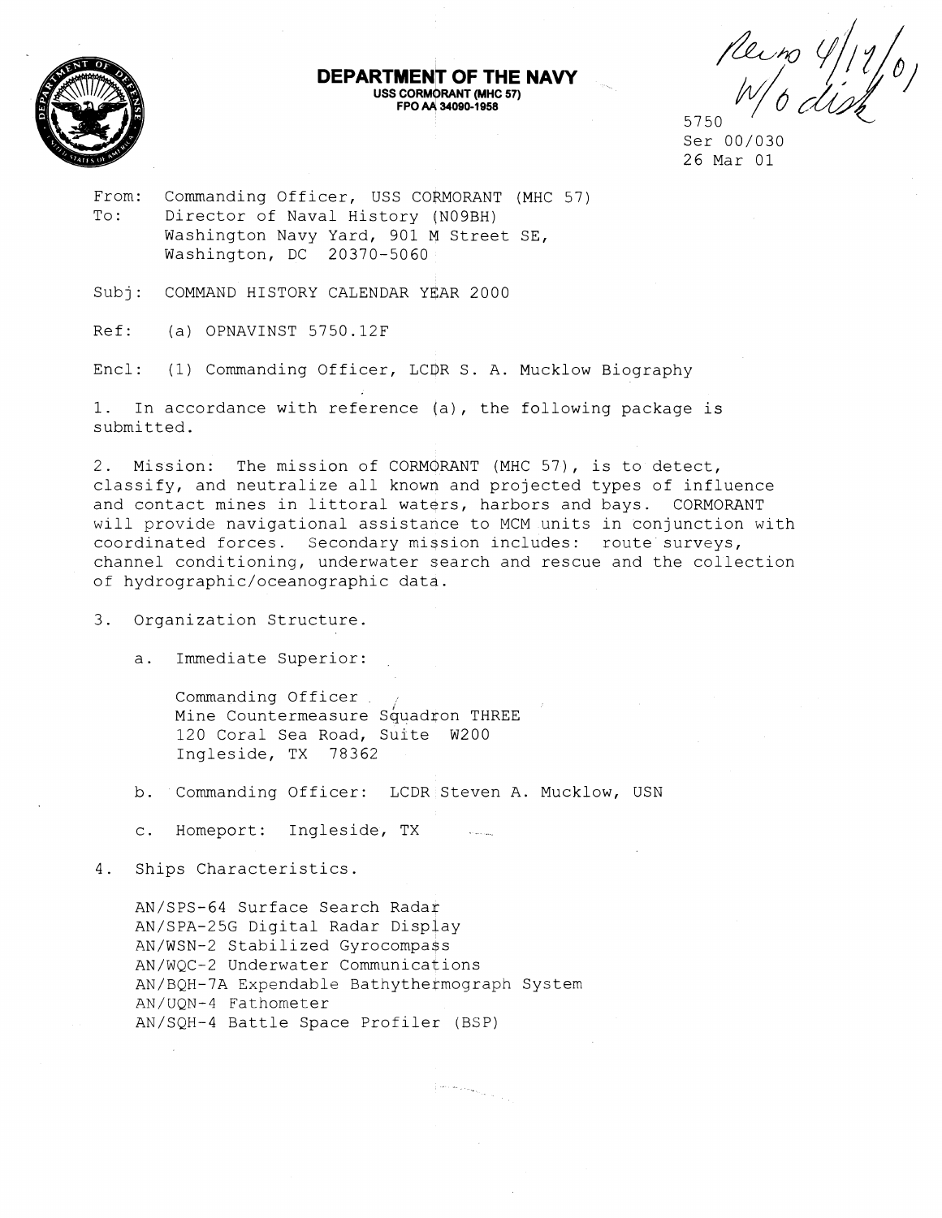**DEPARTMENT OF THE NAVY**
**USS CORMORANT (MHC 57)**
**FPO AA 34090-1958**

Recd 4/17/01
W/o disk

5750
Ser 00/030
26 Mar 01

From: Commanding Officer, USS CORMORANT (MHC 57)
To: Director of Naval History (N09BH)
Washington Navy Yard, 901 M Street SE,
Washington, DC 20370-5060

Subj: COMMAND HISTORY CALENDAR YEAR 2000

Ref: (a) OPNAVINST 5750.12F

Encl: (1) Commanding Officer, LCDR S. A. Mucklow Biography

1. In accordance with reference (a), the following package is submitted.

2. Mission: The mission of CORMORANT (MHC 57), is to detect, classify, and neutralize all known and projected types of influence and contact mines in littoral waters, harbors and bays. CORMORANT will provide navigational assistance to MCM units in conjunction with coordinated forces. Secondary mission includes: route surveys, channel conditioning, underwater search and rescue and the collection of hydrographic/oceanographic data.

3. Organization Structure.

a. Immediate Superior:

Commanding Officer
Mine Countermeasure Squadron THREE
120 Coral Sea Road, Suite W200
Ingleside, TX 78362

b. Commanding Officer: LCDR Steven A. Mucklow, USN

c. Homeport: Ingleside, TX

4. Ships Characteristics.

AN/SPS-64 Surface Search Radar
AN/SPA-25G Digital Radar Display
AN/WSN-2 Stabilized Gyrocompass
AN/WQC-2 Underwater Communications
AN/BQH-7A Expendable Bathythermograph System
AN/UQN-4 Fathometer
AN/SQH-4 Battle Space Profiler (BSP)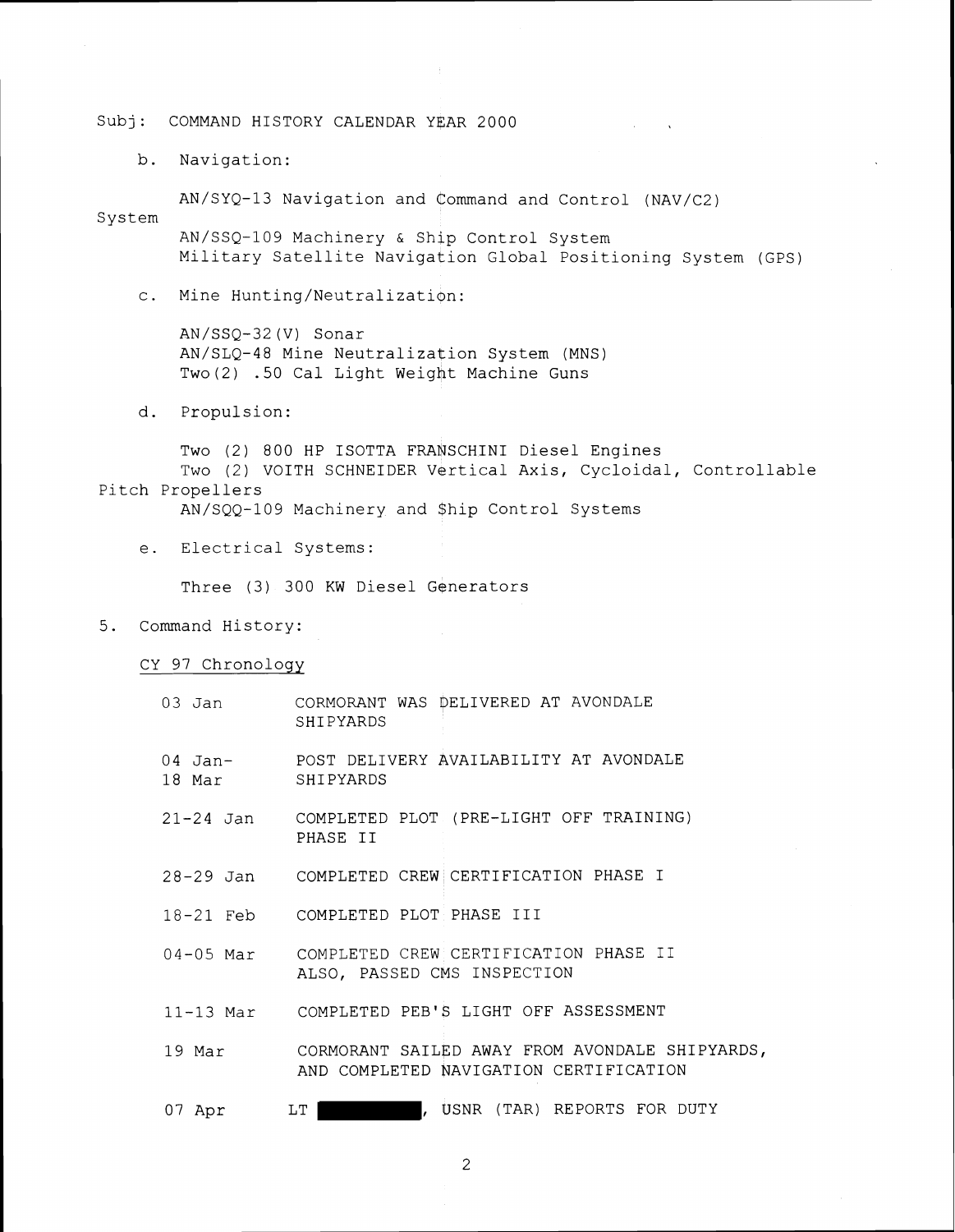Subj: COMMAND HISTORY CALENDAR YEAR 2000

b. Navigation:

AN/SYQ-13 Navigation and Command and Control (NAV/C2) System
AN/SSQ-109 Machinery & Ship Control System
Military Satellite Navigation Global Positioning System (GPS)

c. Mine Hunting/Neutralization:

AN/SSQ-32(V) Sonar
AN/SLQ-48 Mine Neutralization System (MNS)
Two(2) .50 Cal Light Weight Machine Guns

d. Propulsion:

Two (2) 800 HP ISOTTA FRANSCHINI Diesel Engines
Two (2) VOITH SCHNEIDER Vertical Axis, Cycloidal, Controllable Pitch Propellers
AN/SQQ-109 Machinery and Ship Control Systems

e. Electrical Systems:

Three (3) 300 KW Diesel Generators

5. Command History:

CY 97 Chronology

| | |
|---|---|
| 03 Jan | CORMORANT WAS DELIVERED AT AVONDALE SHIPYARDS |
| 04 Jan-18 Mar | POST DELIVERY AVAILABILITY AT AVONDALE SHIPYARDS |
| 21-24 Jan | COMPLETED PLOT (PRE-LIGHT OFF TRAINING) PHASE II |
| 28-29 Jan | COMPLETED CREW CERTIFICATION PHASE I |
| 18-21 Feb | COMPLETED PLOT PHASE III |
| 04-05 Mar | COMPLETED CREW CERTIFICATION PHASE II ALSO, PASSED CMS INSPECTION |
| 11-13 Mar | COMPLETED PEB'S LIGHT OFF ASSESSMENT |
| 19 Mar | CORMORANT SAILED AWAY FROM AVONDALE SHIPYARDS, AND COMPLETED NAVIGATION CERTIFICATION |
| 07 Apr | LT ██████, USNR (TAR) REPORTS FOR DUTY |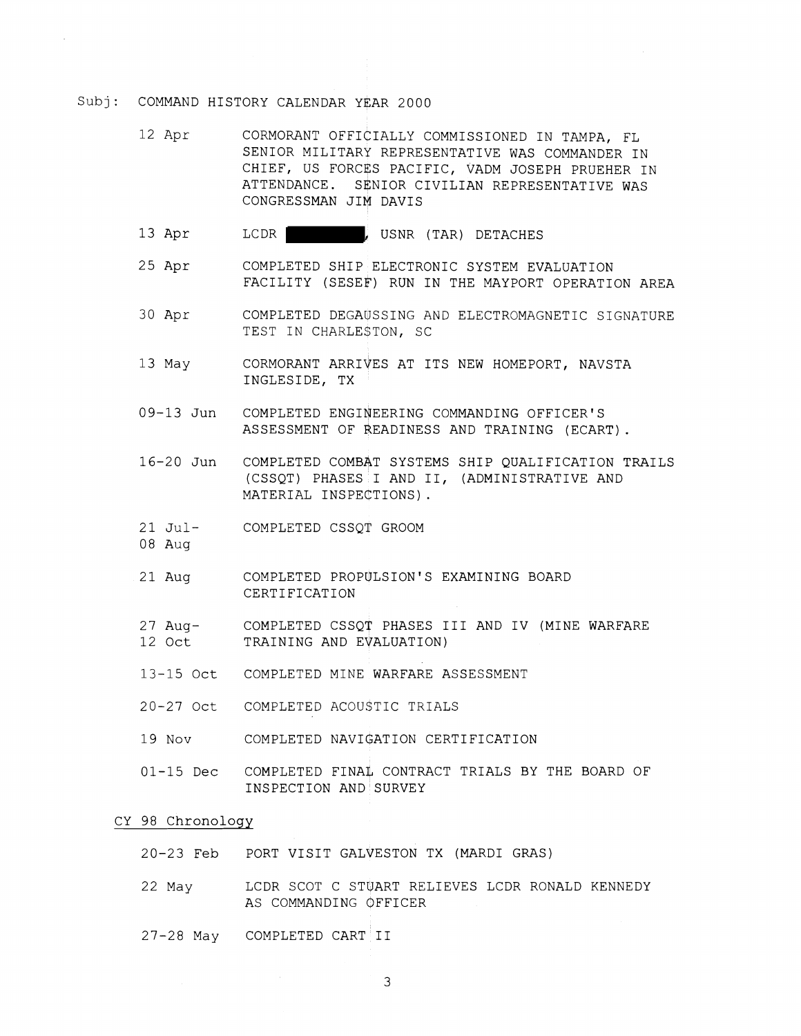Subj: COMMAND HISTORY CALENDAR YEAR 2000

| | |
|---|---|
| 12 Apr | CORMORANT OFFICIALLY COMMISSIONED IN TAMPA, FL SENIOR MILITARY REPRESENTATIVE WAS COMMANDER IN CHIEF, US FORCES PACIFIC, VADM JOSEPH PRUEHER IN ATTENDANCE. SENIOR CIVILIAN REPRESENTATIVE WAS CONGRESSMAN JIM DAVIS |
| 13 Apr | LCDR [REDACTED], USNR (TAR) DETACHES |
| 25 Apr | COMPLETED SHIP ELECTRONIC SYSTEM EVALUATION FACILITY (SESEF) RUN IN THE MAYPORT OPERATION AREA |
| 30 Apr | COMPLETED DEGAUSSING AND ELECTROMAGNETIC SIGNATURE TEST IN CHARLESTON, SC |
| 13 May | CORMORANT ARRIVES AT ITS NEW HOMEPORT, NAVSTA INGLESIDE, TX |
| 09-13 Jun | COMPLETED ENGINEERING COMMANDING OFFICER'S ASSESSMENT OF READINESS AND TRAINING (ECART). |
| 16-20 Jun | COMPLETED COMBAT SYSTEMS SHIP QUALIFICATION TRAILS (CSSQT) PHASES I AND II, (ADMINISTRATIVE AND MATERIAL INSPECTIONS). |
| 21 Jul-08 Aug | COMPLETED CSSQT GROOM |
| 21 Aug | COMPLETED PROPULSION'S EXAMINING BOARD CERTIFICATION |
| 27 Aug-12 Oct | COMPLETED CSSQT PHASES III AND IV (MINE WARFARE TRAINING AND EVALUATION) |
| 13-15 Oct | COMPLETED MINE WARFARE ASSESSMENT |
| 20-27 Oct | COMPLETED ACOUSTIC TRIALS |
| 19 Nov | COMPLETED NAVIGATION CERTIFICATION |
| 01-15 Dec | COMPLETED FINAL CONTRACT TRIALS BY THE BOARD OF INSPECTION AND SURVEY |

CY 98 Chronology

| | |
|---|---|
| 20-23 Feb | PORT VISIT GALVESTON TX (MARDI GRAS) |
| 22 May | LCDR SCOT C STUART RELIEVES LCDR RONALD KENNEDY AS COMMANDING OFFICER |
| 27-28 May | COMPLETED CART II |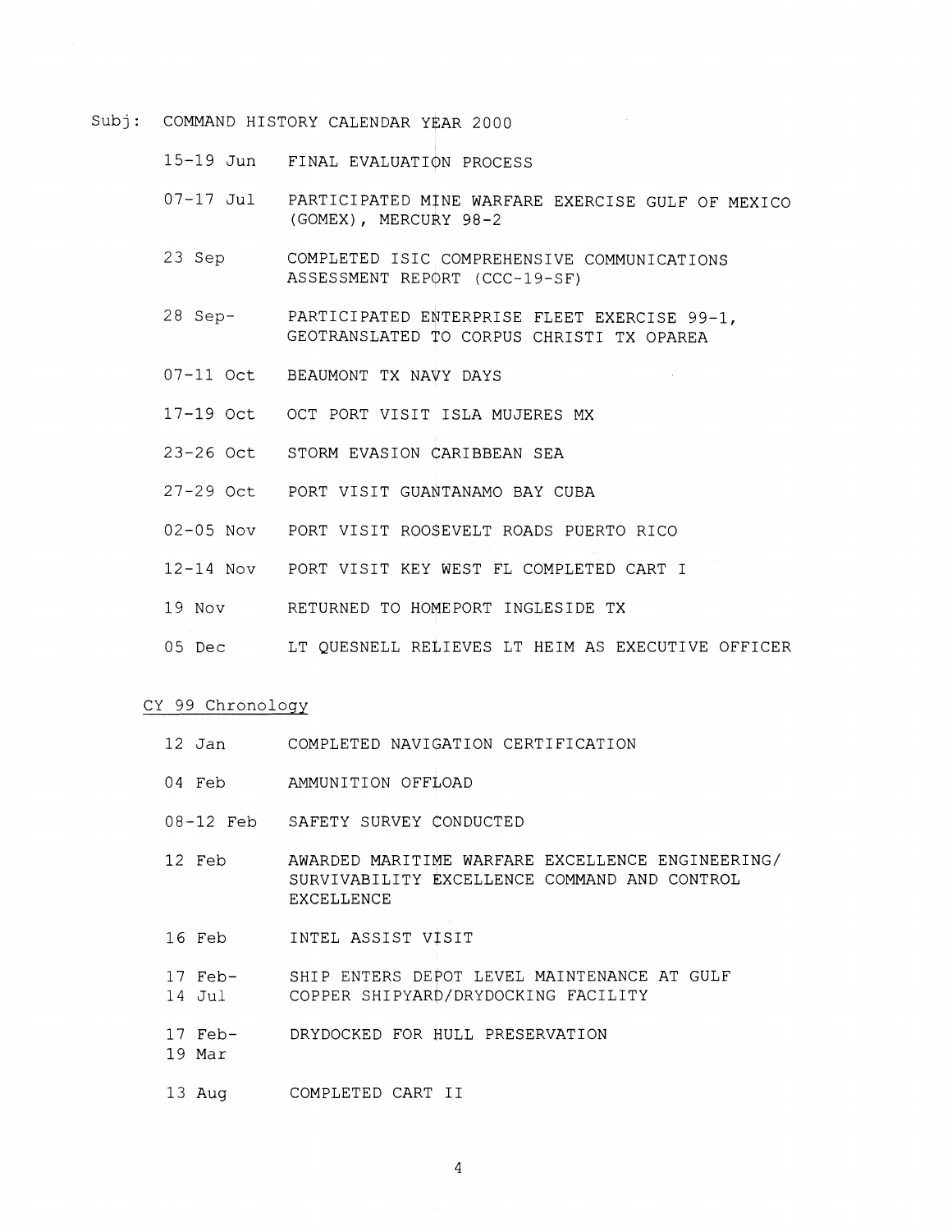Subj: COMMAND HISTORY CALENDAR YEAR 2000

| | |
|---|---|
| 15-19 Jun | FINAL EVALUATION PROCESS |
| 07-17 Jul | PARTICIPATED MINE WARFARE EXERCISE GULF OF MEXICO (GOMEX), MERCURY 98-2 |
| 23 Sep | COMPLETED ISIC COMPREHENSIVE COMMUNICATIONS ASSESSMENT REPORT (CCC-19-SF) |
| 28 Sep- | PARTICIPATED ENTERPRISE FLEET EXERCISE 99-1, GEOTRANSLATED TO CORPUS CHRISTI TX OPAREA |
| 07-11 Oct | BEAUMONT TX NAVY DAYS |
| 17-19 Oct | OCT PORT VISIT ISLA MUJERES MX |
| 23-26 Oct | STORM EVASION CARIBBEAN SEA |
| 27-29 Oct | PORT VISIT GUANTANAMO BAY CUBA |
| 02-05 Nov | PORT VISIT ROOSEVELT ROADS PUERTO RICO |
| 12-14 Nov | PORT VISIT KEY WEST FL COMPLETED CART I |
| 19 Nov | RETURNED TO HOMEPORT INGLESIDE TX |
| 05 Dec | LT QUESNELL RELIEVES LT HEIM AS EXECUTIVE OFFICER |

CY 99 Chronology

| | |
|---|---|
| 12 Jan | COMPLETED NAVIGATION CERTIFICATION |
| 04 Feb | AMMUNITION OFFLOAD |
| 08-12 Feb | SAFETY SURVEY CONDUCTED |
| 12 Feb | AWARDED MARITIME WARFARE EXCELLENCE ENGINEERING/ SURVIVABILITY EXCELLENCE COMMAND AND CONTROL EXCELLENCE |
| 16 Feb | INTEL ASSIST VISIT |
| 17 Feb- 14 Jul | SHIP ENTERS DEPOT LEVEL MAINTENANCE AT GULF COPPER SHIPYARD/DRYDOCKING FACILITY |
| 17 Feb- 19 Mar | DRYDOCKED FOR HULL PRESERVATION |
| 13 Aug | COMPLETED CART II |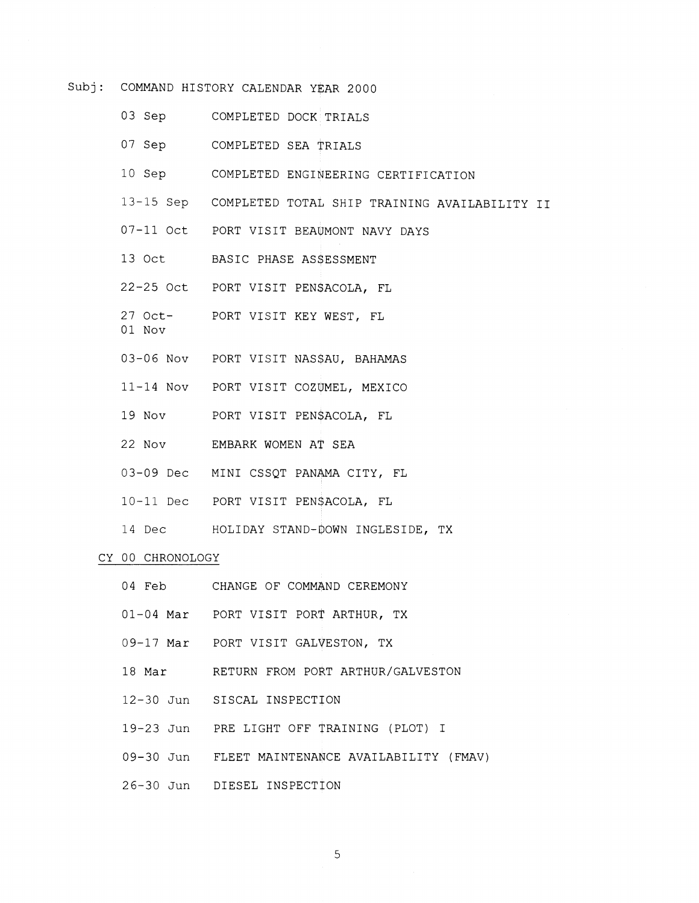Subj: COMMAND HISTORY CALENDAR YEAR 2000

| | |
|---|---|
| 03 Sep | COMPLETED DOCK TRIALS |
| 07 Sep | COMPLETED SEA TRIALS |
| 10 Sep | COMPLETED ENGINEERING CERTIFICATION |
| 13-15 Sep | COMPLETED TOTAL SHIP TRAINING AVAILABILITY II |
| 07-11 Oct | PORT VISIT BEAUMONT NAVY DAYS |
| 13 Oct | BASIC PHASE ASSESSMENT |
| 22-25 Oct | PORT VISIT PENSACOLA, FL |
| 27 Oct-01 Nov | PORT VISIT KEY WEST, FL |
| 03-06 Nov | PORT VISIT NASSAU, BAHAMAS |
| 11-14 Nov | PORT VISIT COZUMEL, MEXICO |
| 19 Nov | PORT VISIT PENSACOLA, FL |
| 22 Nov | EMBARK WOMEN AT SEA |
| 03-09 Dec | MINI CSSQT PANAMA CITY, FL |
| 10-11 Dec | PORT VISIT PENSACOLA, FL |
| 14 Dec | HOLIDAY STAND-DOWN INGLESIDE, TX |

CY 00 CHRONOLOGY

| | |
|---|---|
| 04 Feb | CHANGE OF COMMAND CEREMONY |
| 01-04 Mar | PORT VISIT PORT ARTHUR, TX |
| 09-17 Mar | PORT VISIT GALVESTON, TX |
| 18 Mar | RETURN FROM PORT ARTHUR/GALVESTON |
| 12-30 Jun | SISCAL INSPECTION |
| 19-23 Jun | PRE LIGHT OFF TRAINING (PLOT) I |
| 09-30 Jun | FLEET MAINTENANCE AVAILABILITY (FMAV) |
| 26-30 Jun | DIESEL INSPECTION |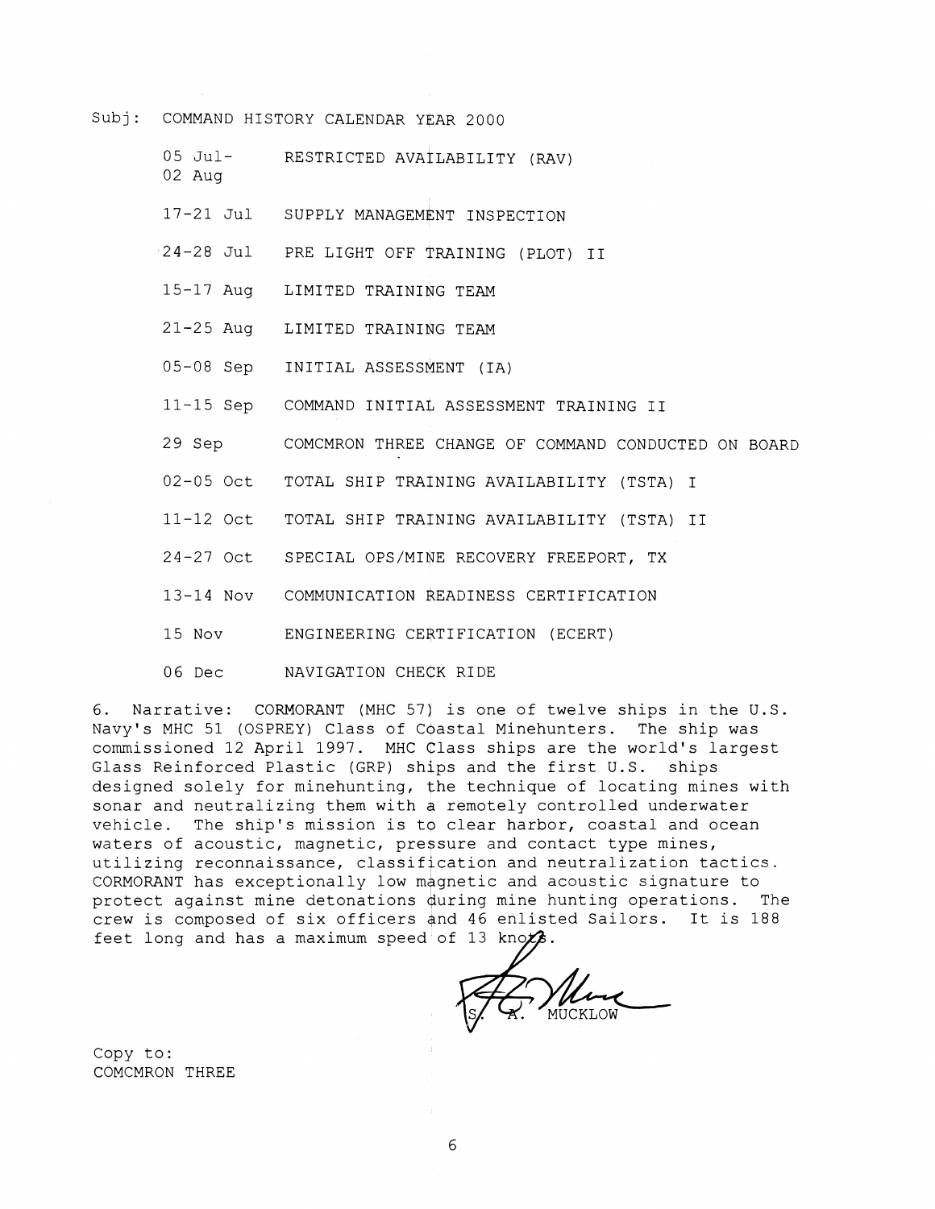Subj: COMMAND HISTORY CALENDAR YEAR 2000

| | |
|---|---|
| 05 Jul-02 Aug | RESTRICTED AVAILABILITY (RAV) |
| 17-21 Jul | SUPPLY MANAGEMENT INSPECTION |
| 24-28 Jul | PRE LIGHT OFF TRAINING (PLOT) II |
| 15-17 Aug | LIMITED TRAINING TEAM |
| 21-25 Aug | LIMITED TRAINING TEAM |
| 05-08 Sep | INITIAL ASSESSMENT (IA) |
| 11-15 Sep | COMMAND INITIAL ASSESSMENT TRAINING II |
| 29 Sep | COMCMRON THREE CHANGE OF COMMAND CONDUCTED ON BOARD |
| 02-05 Oct | TOTAL SHIP TRAINING AVAILABILITY (TSTA) I |
| 11-12 Oct | TOTAL SHIP TRAINING AVAILABILITY (TSTA) II |
| 24-27 Oct | SPECIAL OPS/MINE RECOVERY FREEPORT, TX |
| 13-14 Nov | COMMUNICATION READINESS CERTIFICATION |
| 15 Nov | ENGINEERING CERTIFICATION (ECERT) |
| 06 Dec | NAVIGATION CHECK RIDE |

6. Narrative: CORMORANT (MHC 57) is one of twelve ships in the U.S. Navy's MHC 51 (OSPREY) Class of Coastal Minehunters. The ship was commissioned 12 April 1997. MHC Class ships are the world's largest Glass Reinforced Plastic (GRP) ships and the first U.S. ships designed solely for minehunting, the technique of locating mines with sonar and neutralizing them with a remotely controlled underwater vehicle. The ship's mission is to clear harbor, coastal and ocean waters of acoustic, magnetic, pressure and contact type mines, utilizing reconnaissance, classification and neutralization tactics. CORMORANT has exceptionally low magnetic and acoustic signature to protect against mine detonations during mine hunting operations. The crew is composed of six officers and 46 enlisted Sailors. It is 188 feet long and has a maximum speed of 13 knots.

S. A. MUCKLOW

Copy to:
COMCMRON THREE